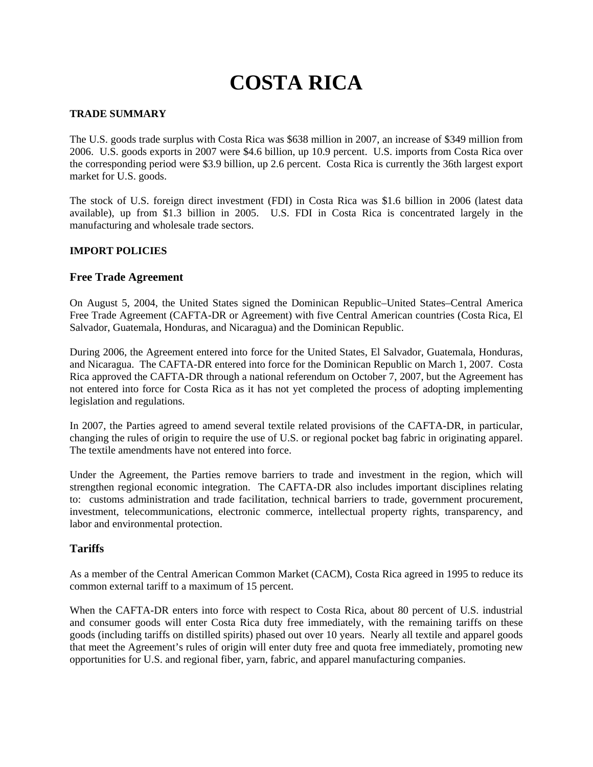# COSTA RICA

**TRADE SUMMARY**

The U.S. goods trade surplus with Costa Rica was $638 million in 2007, an increase of $349 million from 2006. U.S. goods exports in 2007 were $4.6 billion, up 10.9 percent. U.S. imports from Costa Rica over the corresponding period were $3.9 billion, up 2.6 percent. Costa Rica is currently the 36th largest export market for U.S. goods.

The stock of U.S. foreign direct investment (FDI) in Costa Rica was $1.6 billion in 2006 (latest data available), up from $1.3 billion in 2005. U.S. FDI in Costa Rica is concentrated largely in the manufacturing and wholesale trade sectors.

**IMPORT POLICIES**

## Free Trade Agreement

On August 5, 2004, the United States signed the Dominican Republic–United States–Central America Free Trade Agreement (CAFTA-DR or Agreement) with five Central American countries (Costa Rica, El Salvador, Guatemala, Honduras, and Nicaragua) and the Dominican Republic.

During 2006, the Agreement entered into force for the United States, El Salvador, Guatemala, Honduras, and Nicaragua. The CAFTA-DR entered into force for the Dominican Republic on March 1, 2007. Costa Rica approved the CAFTA-DR through a national referendum on October 7, 2007, but the Agreement has not entered into force for Costa Rica as it has not yet completed the process of adopting implementing legislation and regulations.

In 2007, the Parties agreed to amend several textile related provisions of the CAFTA-DR, in particular, changing the rules of origin to require the use of U.S. or regional pocket bag fabric in originating apparel. The textile amendments have not entered into force.

Under the Agreement, the Parties remove barriers to trade and investment in the region, which will strengthen regional economic integration. The CAFTA-DR also includes important disciplines relating to: customs administration and trade facilitation, technical barriers to trade, government procurement, investment, telecommunications, electronic commerce, intellectual property rights, transparency, and labor and environmental protection.

## Tariffs

As a member of the Central American Common Market (CACM), Costa Rica agreed in 1995 to reduce its common external tariff to a maximum of 15 percent.

When the CAFTA-DR enters into force with respect to Costa Rica, about 80 percent of U.S. industrial and consumer goods will enter Costa Rica duty free immediately, with the remaining tariffs on these goods (including tariffs on distilled spirits) phased out over 10 years. Nearly all textile and apparel goods that meet the Agreement's rules of origin will enter duty free and quota free immediately, promoting new opportunities for U.S. and regional fiber, yarn, fabric, and apparel manufacturing companies.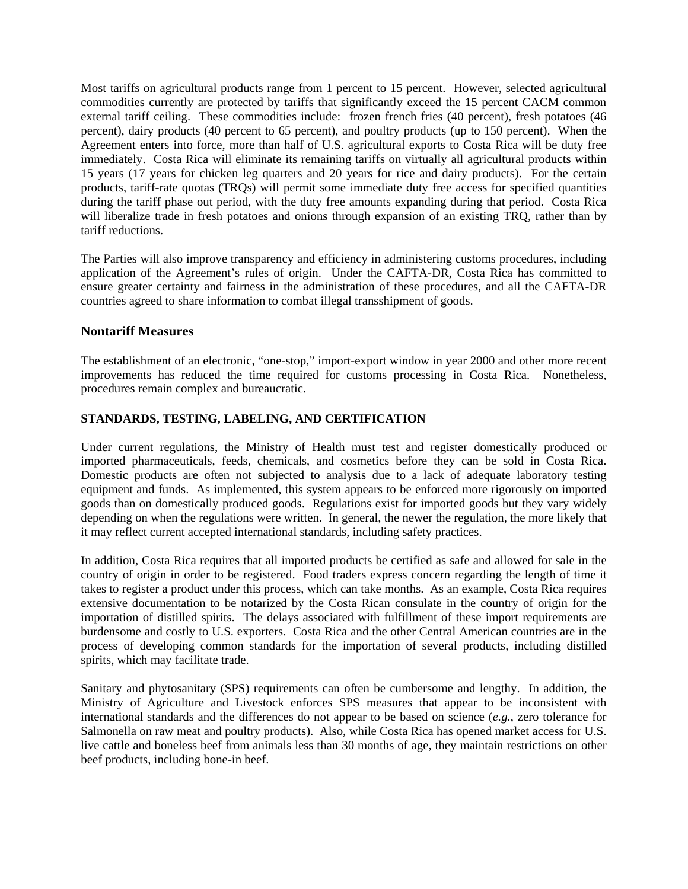Most tariffs on agricultural products range from 1 percent to 15 percent. However, selected agricultural commodities currently are protected by tariffs that significantly exceed the 15 percent CACM common external tariff ceiling. These commodities include: frozen french fries (40 percent), fresh potatoes (46 percent), dairy products (40 percent to 65 percent), and poultry products (up to 150 percent). When the Agreement enters into force, more than half of U.S. agricultural exports to Costa Rica will be duty free immediately. Costa Rica will eliminate its remaining tariffs on virtually all agricultural products within 15 years (17 years for chicken leg quarters and 20 years for rice and dairy products). For the certain products, tariff-rate quotas (TRQs) will permit some immediate duty free access for specified quantities during the tariff phase out period, with the duty free amounts expanding during that period. Costa Rica will liberalize trade in fresh potatoes and onions through expansion of an existing TRQ, rather than by tariff reductions.

The Parties will also improve transparency and efficiency in administering customs procedures, including application of the Agreement's rules of origin. Under the CAFTA-DR, Costa Rica has committed to ensure greater certainty and fairness in the administration of these procedures, and all the CAFTA-DR countries agreed to share information to combat illegal transshipment of goods.

## Nontariff Measures

The establishment of an electronic, "one-stop," import-export window in year 2000 and other more recent improvements has reduced the time required for customs processing in Costa Rica. Nonetheless, procedures remain complex and bureaucratic.

### STANDARDS, TESTING, LABELING, AND CERTIFICATION

Under current regulations, the Ministry of Health must test and register domestically produced or imported pharmaceuticals, feeds, chemicals, and cosmetics before they can be sold in Costa Rica. Domestic products are often not subjected to analysis due to a lack of adequate laboratory testing equipment and funds. As implemented, this system appears to be enforced more rigorously on imported goods than on domestically produced goods. Regulations exist for imported goods but they vary widely depending on when the regulations were written. In general, the newer the regulation, the more likely that it may reflect current accepted international standards, including safety practices.

In addition, Costa Rica requires that all imported products be certified as safe and allowed for sale in the country of origin in order to be registered. Food traders express concern regarding the length of time it takes to register a product under this process, which can take months. As an example, Costa Rica requires extensive documentation to be notarized by the Costa Rican consulate in the country of origin for the importation of distilled spirits. The delays associated with fulfillment of these import requirements are burdensome and costly to U.S. exporters. Costa Rica and the other Central American countries are in the process of developing common standards for the importation of several products, including distilled spirits, which may facilitate trade.

Sanitary and phytosanitary (SPS) requirements can often be cumbersome and lengthy. In addition, the Ministry of Agriculture and Livestock enforces SPS measures that appear to be inconsistent with international standards and the differences do not appear to be based on science (*e.g.*, zero tolerance for Salmonella on raw meat and poultry products). Also, while Costa Rica has opened market access for U.S. live cattle and boneless beef from animals less than 30 months of age, they maintain restrictions on other beef products, including bone-in beef.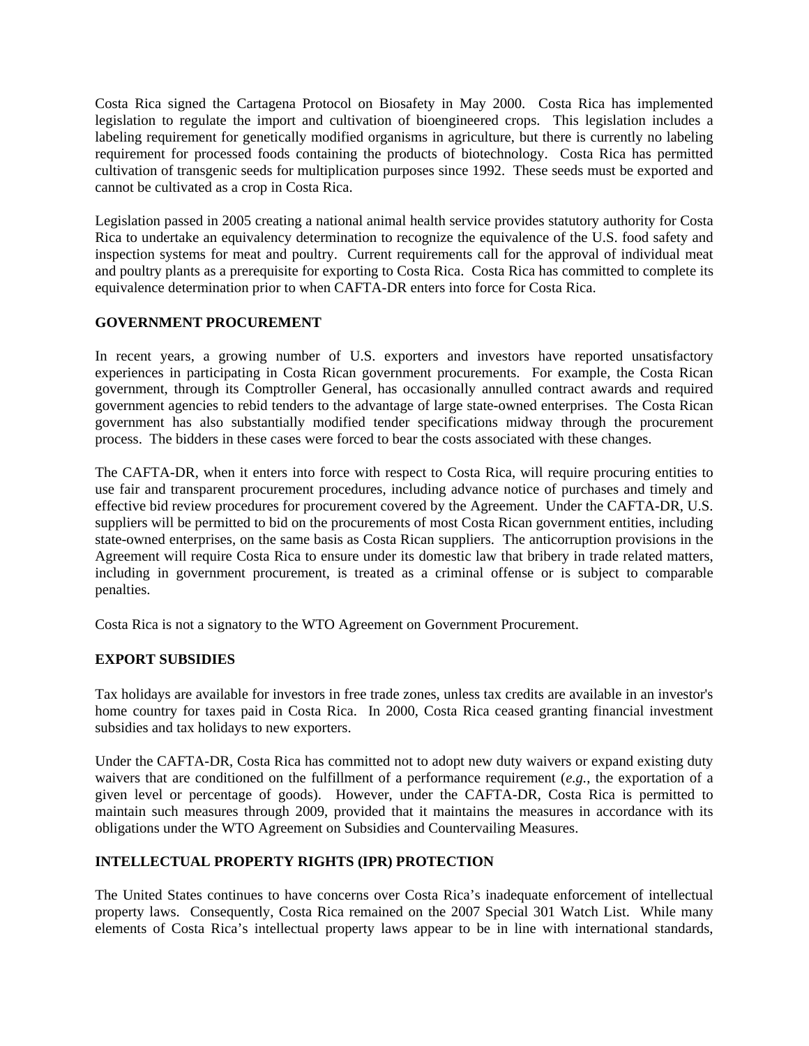Costa Rica signed the Cartagena Protocol on Biosafety in May 2000. Costa Rica has implemented legislation to regulate the import and cultivation of bioengineered crops. This legislation includes a labeling requirement for genetically modified organisms in agriculture, but there is currently no labeling requirement for processed foods containing the products of biotechnology. Costa Rica has permitted cultivation of transgenic seeds for multiplication purposes since 1992. These seeds must be exported and cannot be cultivated as a crop in Costa Rica.

Legislation passed in 2005 creating a national animal health service provides statutory authority for Costa Rica to undertake an equivalency determination to recognize the equivalence of the U.S. food safety and inspection systems for meat and poultry. Current requirements call for the approval of individual meat and poultry plants as a prerequisite for exporting to Costa Rica. Costa Rica has committed to complete its equivalence determination prior to when CAFTA-DR enters into force for Costa Rica.

**GOVERNMENT PROCUREMENT**

In recent years, a growing number of U.S. exporters and investors have reported unsatisfactory experiences in participating in Costa Rican government procurements. For example, the Costa Rican government, through its Comptroller General, has occasionally annulled contract awards and required government agencies to rebid tenders to the advantage of large state-owned enterprises. The Costa Rican government has also substantially modified tender specifications midway through the procurement process. The bidders in these cases were forced to bear the costs associated with these changes.

The CAFTA-DR, when it enters into force with respect to Costa Rica, will require procuring entities to use fair and transparent procurement procedures, including advance notice of purchases and timely and effective bid review procedures for procurement covered by the Agreement. Under the CAFTA-DR, U.S. suppliers will be permitted to bid on the procurements of most Costa Rican government entities, including state-owned enterprises, on the same basis as Costa Rican suppliers. The anticorruption provisions in the Agreement will require Costa Rica to ensure under its domestic law that bribery in trade related matters, including in government procurement, is treated as a criminal offense or is subject to comparable penalties.

Costa Rica is not a signatory to the WTO Agreement on Government Procurement.

**EXPORT SUBSIDIES**

Tax holidays are available for investors in free trade zones, unless tax credits are available in an investor's home country for taxes paid in Costa Rica. In 2000, Costa Rica ceased granting financial investment subsidies and tax holidays to new exporters.

Under the CAFTA-DR, Costa Rica has committed not to adopt new duty waivers or expand existing duty waivers that are conditioned on the fulfillment of a performance requirement (*e.g.*, the exportation of a given level or percentage of goods). However, under the CAFTA-DR, Costa Rica is permitted to maintain such measures through 2009, provided that it maintains the measures in accordance with its obligations under the WTO Agreement on Subsidies and Countervailing Measures.

**INTELLECTUAL PROPERTY RIGHTS (IPR) PROTECTION**

The United States continues to have concerns over Costa Rica's inadequate enforcement of intellectual property laws. Consequently, Costa Rica remained on the 2007 Special 301 Watch List. While many elements of Costa Rica's intellectual property laws appear to be in line with international standards,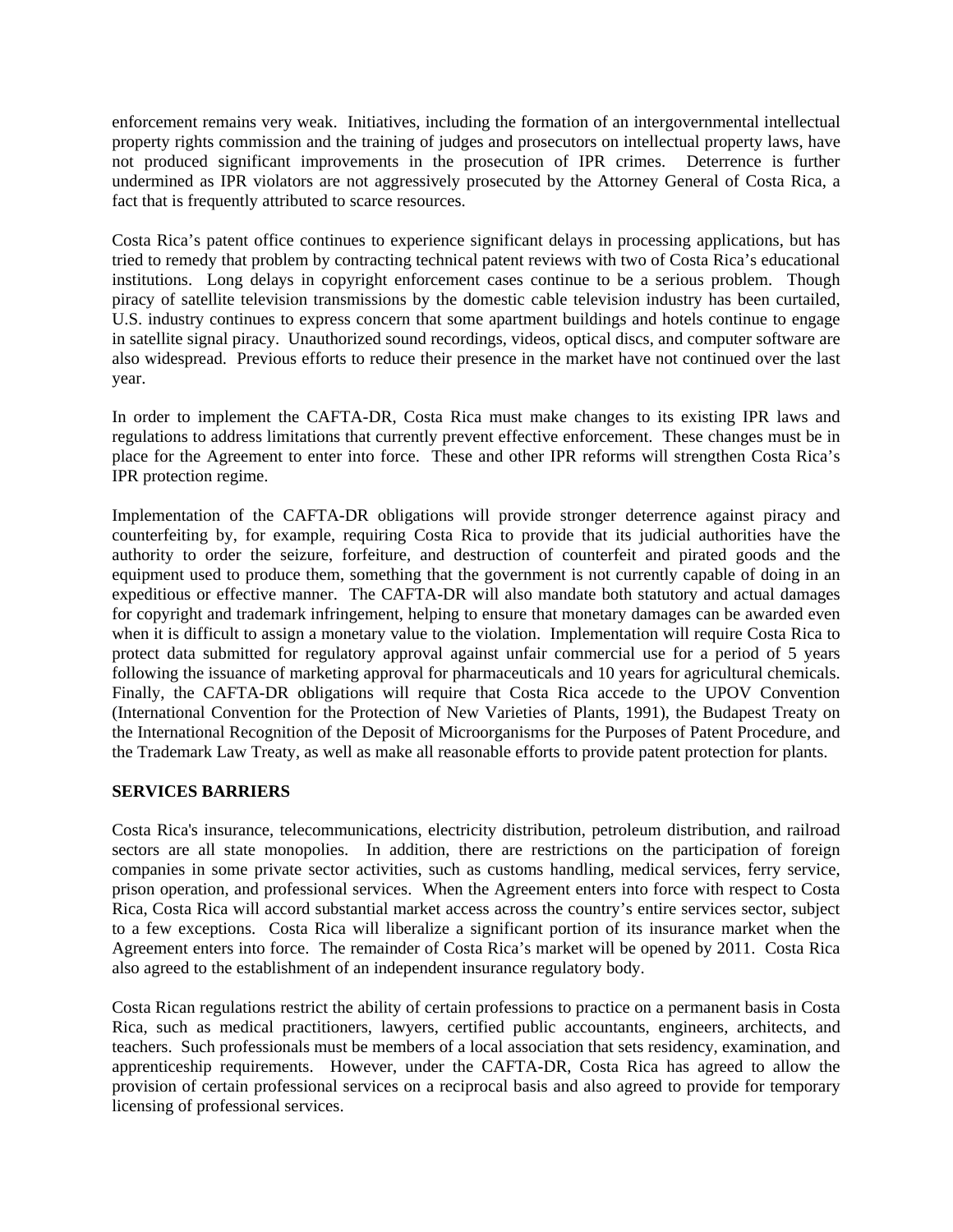enforcement remains very weak. Initiatives, including the formation of an intergovernmental intellectual property rights commission and the training of judges and prosecutors on intellectual property laws, have not produced significant improvements in the prosecution of IPR crimes. Deterrence is further undermined as IPR violators are not aggressively prosecuted by the Attorney General of Costa Rica, a fact that is frequently attributed to scarce resources.

Costa Rica's patent office continues to experience significant delays in processing applications, but has tried to remedy that problem by contracting technical patent reviews with two of Costa Rica's educational institutions. Long delays in copyright enforcement cases continue to be a serious problem. Though piracy of satellite television transmissions by the domestic cable television industry has been curtailed, U.S. industry continues to express concern that some apartment buildings and hotels continue to engage in satellite signal piracy. Unauthorized sound recordings, videos, optical discs, and computer software are also widespread. Previous efforts to reduce their presence in the market have not continued over the last year.

In order to implement the CAFTA-DR, Costa Rica must make changes to its existing IPR laws and regulations to address limitations that currently prevent effective enforcement. These changes must be in place for the Agreement to enter into force. These and other IPR reforms will strengthen Costa Rica's IPR protection regime.

Implementation of the CAFTA-DR obligations will provide stronger deterrence against piracy and counterfeiting by, for example, requiring Costa Rica to provide that its judicial authorities have the authority to order the seizure, forfeiture, and destruction of counterfeit and pirated goods and the equipment used to produce them, something that the government is not currently capable of doing in an expeditious or effective manner. The CAFTA-DR will also mandate both statutory and actual damages for copyright and trademark infringement, helping to ensure that monetary damages can be awarded even when it is difficult to assign a monetary value to the violation. Implementation will require Costa Rica to protect data submitted for regulatory approval against unfair commercial use for a period of 5 years following the issuance of marketing approval for pharmaceuticals and 10 years for agricultural chemicals. Finally, the CAFTA-DR obligations will require that Costa Rica accede to the UPOV Convention (International Convention for the Protection of New Varieties of Plants, 1991), the Budapest Treaty on the International Recognition of the Deposit of Microorganisms for the Purposes of Patent Procedure, and the Trademark Law Treaty, as well as make all reasonable efforts to provide patent protection for plants.

## SERVICES BARRIERS

Costa Rica's insurance, telecommunications, electricity distribution, petroleum distribution, and railroad sectors are all state monopolies. In addition, there are restrictions on the participation of foreign companies in some private sector activities, such as customs handling, medical services, ferry service, prison operation, and professional services. When the Agreement enters into force with respect to Costa Rica, Costa Rica will accord substantial market access across the country's entire services sector, subject to a few exceptions. Costa Rica will liberalize a significant portion of its insurance market when the Agreement enters into force. The remainder of Costa Rica's market will be opened by 2011. Costa Rica also agreed to the establishment of an independent insurance regulatory body.

Costa Rican regulations restrict the ability of certain professions to practice on a permanent basis in Costa Rica, such as medical practitioners, lawyers, certified public accountants, engineers, architects, and teachers. Such professionals must be members of a local association that sets residency, examination, and apprenticeship requirements. However, under the CAFTA-DR, Costa Rica has agreed to allow the provision of certain professional services on a reciprocal basis and also agreed to provide for temporary licensing of professional services.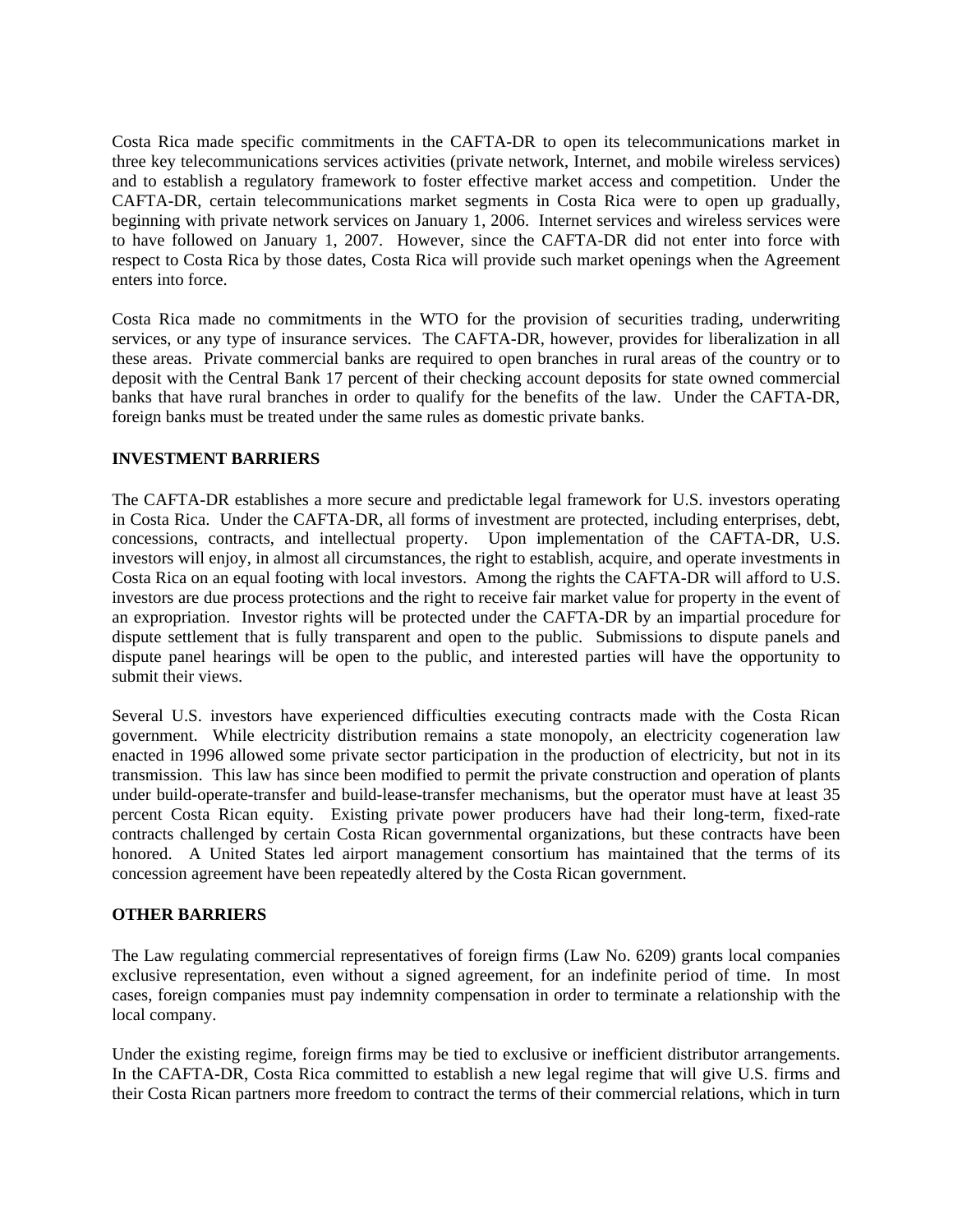Costa Rica made specific commitments in the CAFTA-DR to open its telecommunications market in three key telecommunications services activities (private network, Internet, and mobile wireless services) and to establish a regulatory framework to foster effective market access and competition. Under the CAFTA-DR, certain telecommunications market segments in Costa Rica were to open up gradually, beginning with private network services on January 1, 2006. Internet services and wireless services were to have followed on January 1, 2007. However, since the CAFTA-DR did not enter into force with respect to Costa Rica by those dates, Costa Rica will provide such market openings when the Agreement enters into force.

Costa Rica made no commitments in the WTO for the provision of securities trading, underwriting services, or any type of insurance services. The CAFTA-DR, however, provides for liberalization in all these areas. Private commercial banks are required to open branches in rural areas of the country or to deposit with the Central Bank 17 percent of their checking account deposits for state owned commercial banks that have rural branches in order to qualify for the benefits of the law. Under the CAFTA-DR, foreign banks must be treated under the same rules as domestic private banks.

**INVESTMENT BARRIERS**

The CAFTA-DR establishes a more secure and predictable legal framework for U.S. investors operating in Costa Rica. Under the CAFTA-DR, all forms of investment are protected, including enterprises, debt, concessions, contracts, and intellectual property. Upon implementation of the CAFTA-DR, U.S. investors will enjoy, in almost all circumstances, the right to establish, acquire, and operate investments in Costa Rica on an equal footing with local investors. Among the rights the CAFTA-DR will afford to U.S. investors are due process protections and the right to receive fair market value for property in the event of an expropriation. Investor rights will be protected under the CAFTA-DR by an impartial procedure for dispute settlement that is fully transparent and open to the public. Submissions to dispute panels and dispute panel hearings will be open to the public, and interested parties will have the opportunity to submit their views.

Several U.S. investors have experienced difficulties executing contracts made with the Costa Rican government. While electricity distribution remains a state monopoly, an electricity cogeneration law enacted in 1996 allowed some private sector participation in the production of electricity, but not in its transmission. This law has since been modified to permit the private construction and operation of plants under build-operate-transfer and build-lease-transfer mechanisms, but the operator must have at least 35 percent Costa Rican equity. Existing private power producers have had their long-term, fixed-rate contracts challenged by certain Costa Rican governmental organizations, but these contracts have been honored. A United States led airport management consortium has maintained that the terms of its concession agreement have been repeatedly altered by the Costa Rican government.

**OTHER BARRIERS**

The Law regulating commercial representatives of foreign firms (Law No. 6209) grants local companies exclusive representation, even without a signed agreement, for an indefinite period of time. In most cases, foreign companies must pay indemnity compensation in order to terminate a relationship with the local company.

Under the existing regime, foreign firms may be tied to exclusive or inefficient distributor arrangements. In the CAFTA-DR, Costa Rica committed to establish a new legal regime that will give U.S. firms and their Costa Rican partners more freedom to contract the terms of their commercial relations, which in turn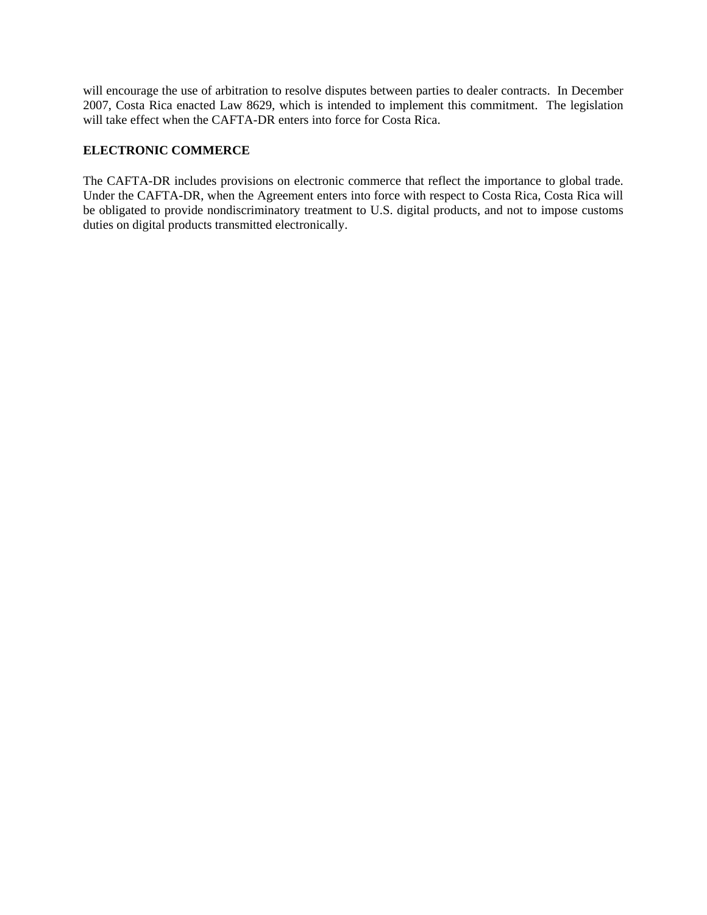will encourage the use of arbitration to resolve disputes between parties to dealer contracts. In December 2007, Costa Rica enacted Law 8629, which is intended to implement this commitment. The legislation will take effect when the CAFTA-DR enters into force for Costa Rica.

**ELECTRONIC COMMERCE**

The CAFTA-DR includes provisions on electronic commerce that reflect the importance to global trade. Under the CAFTA-DR, when the Agreement enters into force with respect to Costa Rica, Costa Rica will be obligated to provide nondiscriminatory treatment to U.S. digital products, and not to impose customs duties on digital products transmitted electronically.